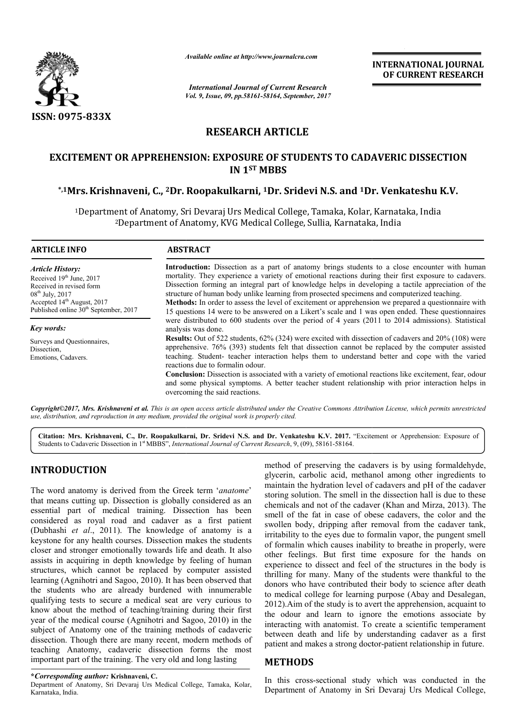*Available online at http://www.journalcra.com*

*International Journal of Current Research*
*Vol. 9, Issue, 09, pp.58161-58164, September, 2017*

**INTERNATIONAL JOURNAL OF CURRENT RESEARCH**

ISSN: 0975-833X

# RESEARCH ARTICLE

# EXCITEMENT OR APPREHENSION: EXPOSURE OF STUDENTS TO CADAVERIC DISSECTION IN 1ST MBBS

**[*,1]Mrs. Krishnaveni, C., [2]Dr. Roopakulkarni, [1]Dr. Sridevi N.S. and [1]Dr. Venkateshu K.V.**

[1]Department of Anatomy, Sri Devaraj Urs Medical College, Tamaka, Kolar, Karnataka, India
[2]Department of Anatomy, KVG Medical College, Sullia, Karnataka, India

**ARTICLE INFO**

*Article History:*
Received 19th June, 2017
Received in revised form
08th July, 2017
Accepted 14th August, 2017
Published online 30th September, 2017

*Key words:*
Surveys and Questionnaires,
Dissection,
Emotions, Cadavers.

**ABSTRACT**

**Introduction:** Dissection as a part of anatomy brings students to a close encounter with human mortality. They experience a variety of emotional reactions during their first exposure to cadavers. Dissection forming an integral part of knowledge helps in developing a tactile appreciation of the structure of human body unlike learning from prosected specimens and computerized teaching.

**Methods:** In order to assess the level of excitement or apprehension we prepared a questionnaire with 15 questions 14 were to be answered on a Likert's scale and 1 was open ended. These questionnaires were distributed to 600 students over the period of 4 years (2011 to 2014 admissions). Statistical analysis was done.

**Results:** Out of 522 students, 62% (324) were excited with dissection of cadavers and 20% (108) were apprehensive. 76% (393) students felt that dissection cannot be replaced by the computer assisted teaching. Student- teacher interaction helps them to understand better and cope with the varied reactions due to formalin odour.

**Conclusion:** Dissection is associated with a variety of emotional reactions like excitement, fear, odour and some physical symptoms. A better teacher student relationship with prior interaction helps in overcoming the said reactions.

*Copyright©2017, Mrs. Krishnaveni et al. This is an open access article distributed under the Creative Commons Attribution License, which permits unrestricted use, distribution, and reproduction in any medium, provided the original work is properly cited.*

**Citation: Mrs. Krishnaveni, C., Dr. Roopakulkarni, Dr. Sridevi N.S. and Dr. Venkateshu K.V. 2017.** "Excitement or Apprehension: Exposure of Students to Cadaveric Dissection in 1st MBBS", *International Journal of Current Research*, 9, (09), 58161-58164.

## INTRODUCTION

The word anatomy is derived from the Greek term '*anatome*' that means cutting up. Dissection is globally considered as an essential part of medical training. Dissection has been considered as royal road and cadaver as a first patient (Dubhashi *et al*., 2011). The knowledge of anatomy is a keystone for any health courses. Dissection makes the students closer and stronger emotionally towards life and death. It also assists in acquiring in depth knowledge by feeling of human structures, which cannot be replaced by computer assisted learning (Agnihotri and Sagoo, 2010). It has been observed that the students who are already burdened with innumerable qualifying tests to secure a medical seat are very curious to know about the method of teaching/training during their first year of the medical course (Agnihotri and Sagoo, 2010) in the subject of Anatomy one of the training methods of cadaveric dissection. Though there are many recent, modern methods of teaching Anatomy, cadaveric dissection forms the most important part of the training. The very old and long lasting method of preserving the cadavers is by using formaldehyde, glycerin, carbolic acid, methanol among other ingredients to maintain the hydration level of cadavers and pH of the cadaver storing solution. The smell in the dissection hall is due to these chemicals and not of the cadaver (Khan and Mirza, 2013). The smell of the fat in case of obese cadavers, the color and the swollen body, dripping after removal from the cadaver tank, irritability to the eyes due to formalin vapor, the pungent smell of formalin which causes inability to breathe in properly, were other feelings. But first time exposure for the hands on experience to dissect and feel of the structures in the body is thrilling for many. Many of the students were thankful to the donors who have contributed their body to science after death to medical college for learning purpose (Abay and Desalegan, 2012).Aim of the study is to avert the apprehension, acquaint to the odour and learn to ignore the emotions associate by interacting with anatomist. To create a scientific temperament between death and life by understanding cadaver as a first patient and makes a strong doctor-patient relationship in future.

## METHODS

In this cross-sectional study which was conducted in the Department of Anatomy in Sri Devaraj Urs Medical College,

***Corresponding author:** **Krishnaveni, C.**
Department of Anatomy, Sri Devaraj Urs Medical College, Tamaka, Kolar, Karnataka, India.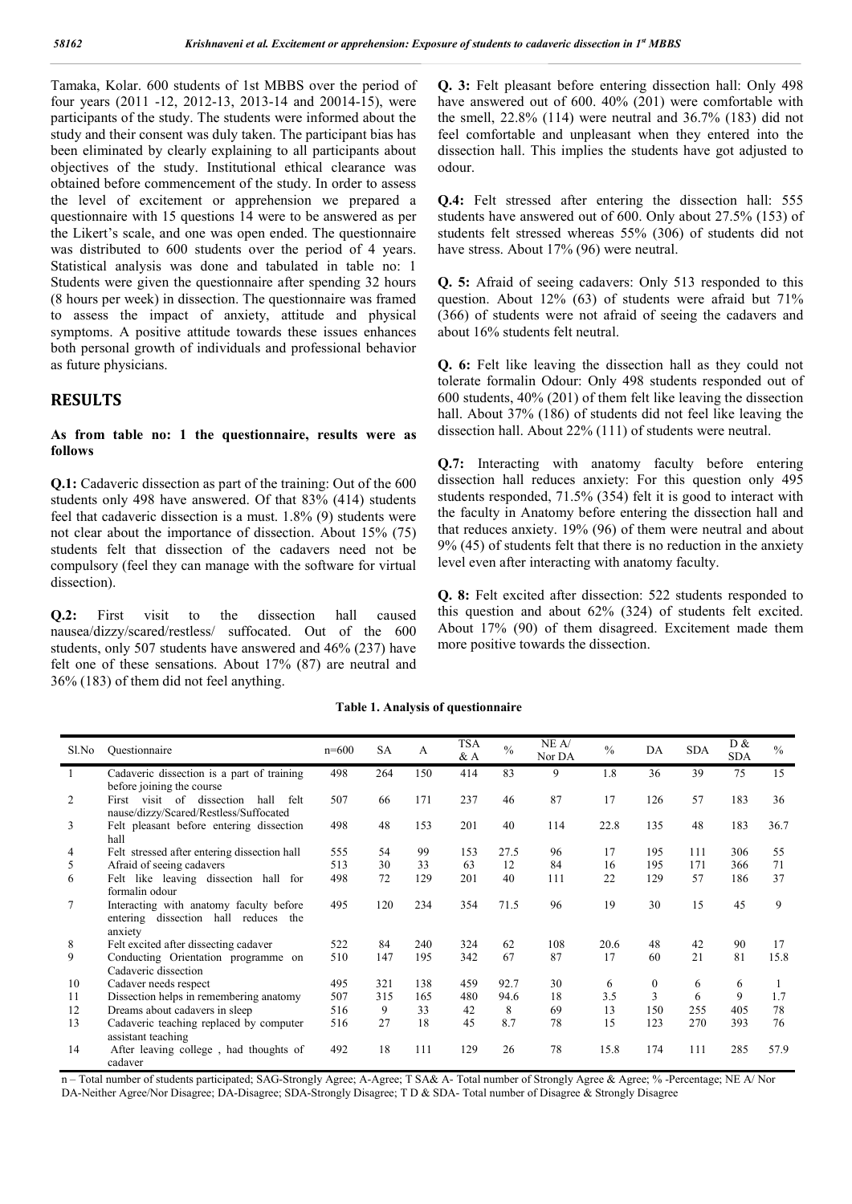Tamaka, Kolar. 600 students of 1st MBBS over the period of four years (2011 -12, 2012-13, 2013-14 and 20014-15), were participants of the study. The students were informed about the study and their consent was duly taken. The participant bias has been eliminated by clearly explaining to all participants about objectives of the study. Institutional ethical clearance was obtained before commencement of the study. In order to assess the level of excitement or apprehension we prepared a questionnaire with 15 questions 14 were to be answered as per the Likert's scale, and one was open ended. The questionnaire was distributed to 600 students over the period of 4 years. Statistical analysis was done and tabulated in table no: 1 Students were given the questionnaire after spending 32 hours (8 hours per week) in dissection. The questionnaire was framed to assess the impact of anxiety, attitude and physical symptoms. A positive attitude towards these issues enhances both personal growth of individuals and professional behavior as future physicians.

## RESULTS

**As from table no: 1 the questionnaire, results were as follows**

**Q.1:** Cadaveric dissection as part of the training: Out of the 600 students only 498 have answered. Of that 83% (414) students feel that cadaveric dissection is a must. 1.8% (9) students were not clear about the importance of dissection. About 15% (75) students felt that dissection of the cadavers need not be compulsory (feel they can manage with the software for virtual dissection).

**Q.2:** First visit to the dissection hall caused nausea/dizzy/scared/restless/ suffocated. Out of the 600 students, only 507 students have answered and 46% (237) have felt one of these sensations. About 17% (87) are neutral and 36% (183) of them did not feel anything.

**Q. 3:** Felt pleasant before entering dissection hall: Only 498 have answered out of 600. 40% (201) were comfortable with the smell, 22.8% (114) were neutral and 36.7% (183) did not feel comfortable and unpleasant when they entered into the dissection hall. This implies the students have got adjusted to odour.

**Q.4:** Felt stressed after entering the dissection hall: 555 students have answered out of 600. Only about 27.5% (153) of students felt stressed whereas 55% (306) of students did not have stress. About 17% (96) were neutral.

**Q. 5:** Afraid of seeing cadavers: Only 513 responded to this question. About 12% (63) of students were afraid but 71% (366) of students were not afraid of seeing the cadavers and about 16% students felt neutral.

**Q. 6:** Felt like leaving the dissection hall as they could not tolerate formalin Odour: Only 498 students responded out of 600 students, 40% (201) of them felt like leaving the dissection hall. About 37% (186) of students did not feel like leaving the dissection hall. About 22% (111) of students were neutral.

**Q.7:** Interacting with anatomy faculty before entering dissection hall reduces anxiety: For this question only 495 students responded, 71.5% (354) felt it is good to interact with the faculty in Anatomy before entering the dissection hall and that reduces anxiety. 19% (96) of them were neutral and about 9% (45) of students felt that there is no reduction in the anxiety level even after interacting with anatomy faculty.

**Q. 8:** Felt excited after dissection: 522 students responded to this question and about 62% (324) of students felt excited. About 17% (90) of them disagreed. Excitement made them more positive towards the dissection.

**Table 1. Analysis of questionnaire**

| Sl.No | Questionnaire | n=600 | SA | A | TSA & A | % | NE A/ Nor DA | % | DA | SDA | D & SDA | % |
|---|---|---|---|---|---|---|---|---|---|---|---|---|
| 1 | Cadaveric dissection is a part of training before joining the course | 498 | 264 | 150 | 414 | 83 | 9 | 1.8 | 36 | 39 | 75 | 15 |
| 2 | First visit of dissection hall felt nause/dizzy/Scared/Restless/Suffocated | 507 | 66 | 171 | 237 | 46 | 87 | 17 | 126 | 57 | 183 | 36 |
| 3 | Felt pleasant before entering dissection hall | 498 | 48 | 153 | 201 | 40 | 114 | 22.8 | 135 | 48 | 183 | 36.7 |
| 4 | Felt stressed after entering dissection hall | 555 | 54 | 99 | 153 | 27.5 | 96 | 17 | 195 | 111 | 306 | 55 |
| 5 | Afraid of seeing cadavers | 513 | 30 | 33 | 63 | 12 | 84 | 16 | 195 | 171 | 366 | 71 |
| 6 | Felt like leaving dissection hall for formalin odour | 498 | 72 | 129 | 201 | 40 | 111 | 22 | 129 | 57 | 186 | 37 |
| 7 | Interacting with anatomy faculty before entering dissection hall reduces the anxiety | 495 | 120 | 234 | 354 | 71.5 | 96 | 19 | 30 | 15 | 45 | 9 |
| 8 | Felt excited after dissecting cadaver | 522 | 84 | 240 | 324 | 62 | 108 | 20.6 | 48 | 42 | 90 | 17 |
| 9 | Conducting Orientation programme on Cadaveric dissection | 510 | 147 | 195 | 342 | 67 | 87 | 17 | 60 | 21 | 81 | 15.8 |
| 10 | Cadaver needs respect | 495 | 321 | 138 | 459 | 92.7 | 30 | 6 | 0 | 6 | 6 | 1 |
| 11 | Dissection helps in remembering anatomy | 507 | 315 | 165 | 480 | 94.6 | 18 | 3.5 | 3 | 6 | 9 | 1.7 |
| 12 | Dreams about cadavers in sleep | 516 | 9 | 33 | 42 | 8 | 69 | 13 | 150 | 255 | 405 | 78 |
| 13 | Cadaveric teaching replaced by computer assistant teaching | 516 | 27 | 18 | 45 | 8.7 | 78 | 15 | 123 | 270 | 393 | 76 |
| 14 | After leaving college , had thoughts of cadaver | 492 | 18 | 111 | 129 | 26 | 78 | 15.8 | 174 | 111 | 285 | 57.9 |

n – Total number of students participated; SAG-Strongly Agree; A-Agree; T SA& A- Total number of Strongly Agree & Agree; % -Percentage; NE A/ Nor DA-Neither Agree/Nor Disagree; DA-Disagree; SDA-Strongly Disagree; T D & SDA- Total number of Disagree & Strongly Disagree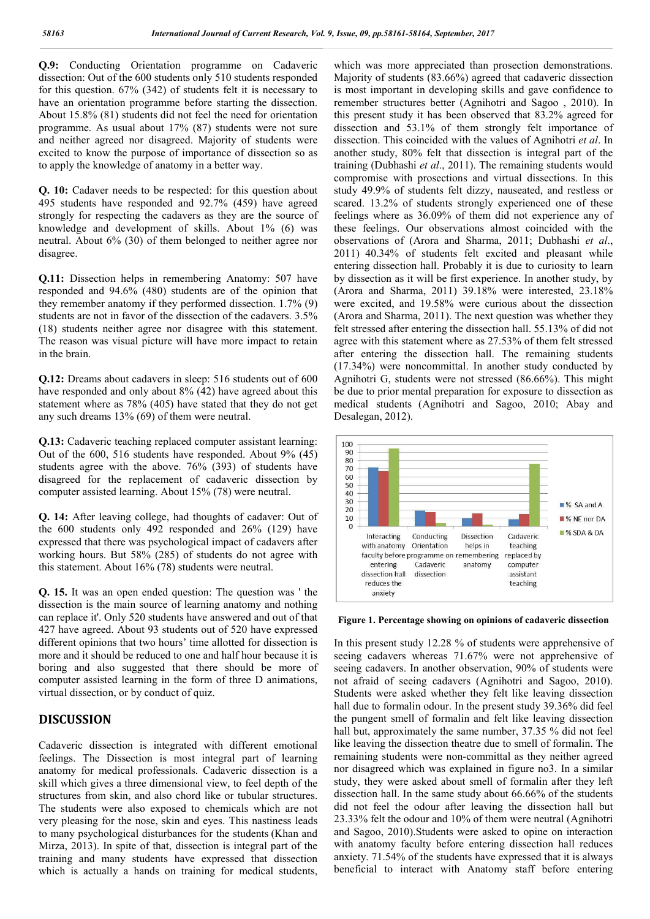**Q.9:** Conducting Orientation programme on Cadaveric dissection: Out of the 600 students only 510 students responded for this question. 67% (342) of students felt it is necessary to have an orientation programme before starting the dissection. About 15.8% (81) students did not feel the need for orientation programme. As usual about 17% (87) students were not sure and neither agreed nor disagreed. Majority of students were excited to know the purpose of importance of dissection so as to apply the knowledge of anatomy in a better way.

**Q. 10:** Cadaver needs to be respected: for this question about 495 students have responded and 92.7% (459) have agreed strongly for respecting the cadavers as they are the source of knowledge and development of skills. About 1% (6) was neutral. About 6% (30) of them belonged to neither agree nor disagree.

**Q.11:** Dissection helps in remembering Anatomy: 507 have responded and 94.6% (480) students are of the opinion that they remember anatomy if they performed dissection. 1.7% (9) students are not in favor of the dissection of the cadavers. 3.5% (18) students neither agree nor disagree with this statement. The reason was visual picture will have more impact to retain in the brain.

**Q.12:** Dreams about cadavers in sleep: 516 students out of 600 have responded and only about 8% (42) have agreed about this statement where as 78% (405) have stated that they do not get any such dreams 13% (69) of them were neutral.

**Q.13:** Cadaveric teaching replaced computer assistant learning: Out of the 600, 516 students have responded. About 9% (45) students agree with the above. 76% (393) of students have disagreed for the replacement of cadaveric dissection by computer assisted learning. About 15% (78) were neutral.

**Q. 14:** After leaving college, had thoughts of cadaver: Out of the 600 students only 492 responded and 26% (129) have expressed that there was psychological impact of cadavers after working hours. But 58% (285) of students do not agree with this statement. About 16% (78) students were neutral.

**Q. 15.** It was an open ended question: The question was ' the dissection is the main source of learning anatomy and nothing can replace it'. Only 520 students have answered and out of that 427 have agreed. About 93 students out of 520 have expressed different opinions that two hours' time allotted for dissection is more and it should be reduced to one and half hour because it is boring and also suggested that there should be more of computer assisted learning in the form of three D animations, virtual dissection, or by conduct of quiz.

## DISCUSSION

Cadaveric dissection is integrated with different emotional feelings. The Dissection is most integral part of learning anatomy for medical professionals. Cadaveric dissection is a skill which gives a three dimensional view, to feel depth of the structures from skin, and also chord like or tubular structures. The students were also exposed to chemicals which are not very pleasing for the nose, skin and eyes. This nastiness leads to many psychological disturbances for the students (Khan and Mirza, 2013). In spite of that, dissection is integral part of the training and many students have expressed that dissection which is actually a hands on training for medical students, which was more appreciated than prosection demonstrations. Majority of students (83.66%) agreed that cadaveric dissection is most important in developing skills and gave confidence to remember structures better (Agnihotri and Sagoo , 2010). In this present study it has been observed that 83.2% agreed for dissection and 53.1% of them strongly felt importance of dissection. This coincided with the values of Agnihotri *et al*. In another study, 80% felt that dissection is integral part of the training (Dubhashi *et al*., 2011). The remaining students would compromise with prosections and virtual dissections. In this study 49.9% of students felt dizzy, nauseated, and restless or scared. 13.2% of students strongly experienced one of these feelings where as 36.09% of them did not experience any of these feelings. Our observations almost coincided with the observations of (Arora and Sharma, 2011; Dubhashi *et al*., 2011) 40.34% of students felt excited and pleasant while entering dissection hall. Probably it is due to curiosity to learn by dissection as it will be first experience. In another study, by (Arora and Sharma, 2011) 39.18% were interested, 23.18% were excited, and 19.58% were curious about the dissection (Arora and Sharma, 2011). The next question was whether they felt stressed after entering the dissection hall. 55.13% of did not agree with this statement where as 27.53% of them felt stressed after entering the dissection hall. The remaining students (17.34%) were noncommittal. In another study conducted by Agnihotri G, students were not stressed (86.66%). This might be due to prior mental preparation for exposure to dissection as medical students (Agnihotri and Sagoo, 2010; Abay and Desalegan, 2012).

**Figure 1. Percentage showing on opinions of cadaveric dissection**

In this present study 12.28 % of students were apprehensive of seeing cadavers whereas 71.67% were not apprehensive of seeing cadavers. In another observation, 90% of students were not afraid of seeing cadavers (Agnihotri and Sagoo, 2010). Students were asked whether they felt like leaving dissection hall due to formalin odour. In the present study 39.36% did feel the pungent smell of formalin and felt like leaving dissection hall but, approximately the same number, 37.35 % did not feel like leaving the dissection theatre due to smell of formalin. The remaining students were non-committal as they neither agreed nor disagreed which was explained in figure no3. In a similar study, they were asked about smell of formalin after they left dissection hall. In the same study about 66.66% of the students did not feel the odour after leaving the dissection hall but 23.33% felt the odour and 10% of them were neutral (Agnihotri and Sagoo, 2010).Students were asked to opine on interaction with anatomy faculty before entering dissection hall reduces anxiety. 71.54% of the students have expressed that it is always beneficial to interact with Anatomy staff before entering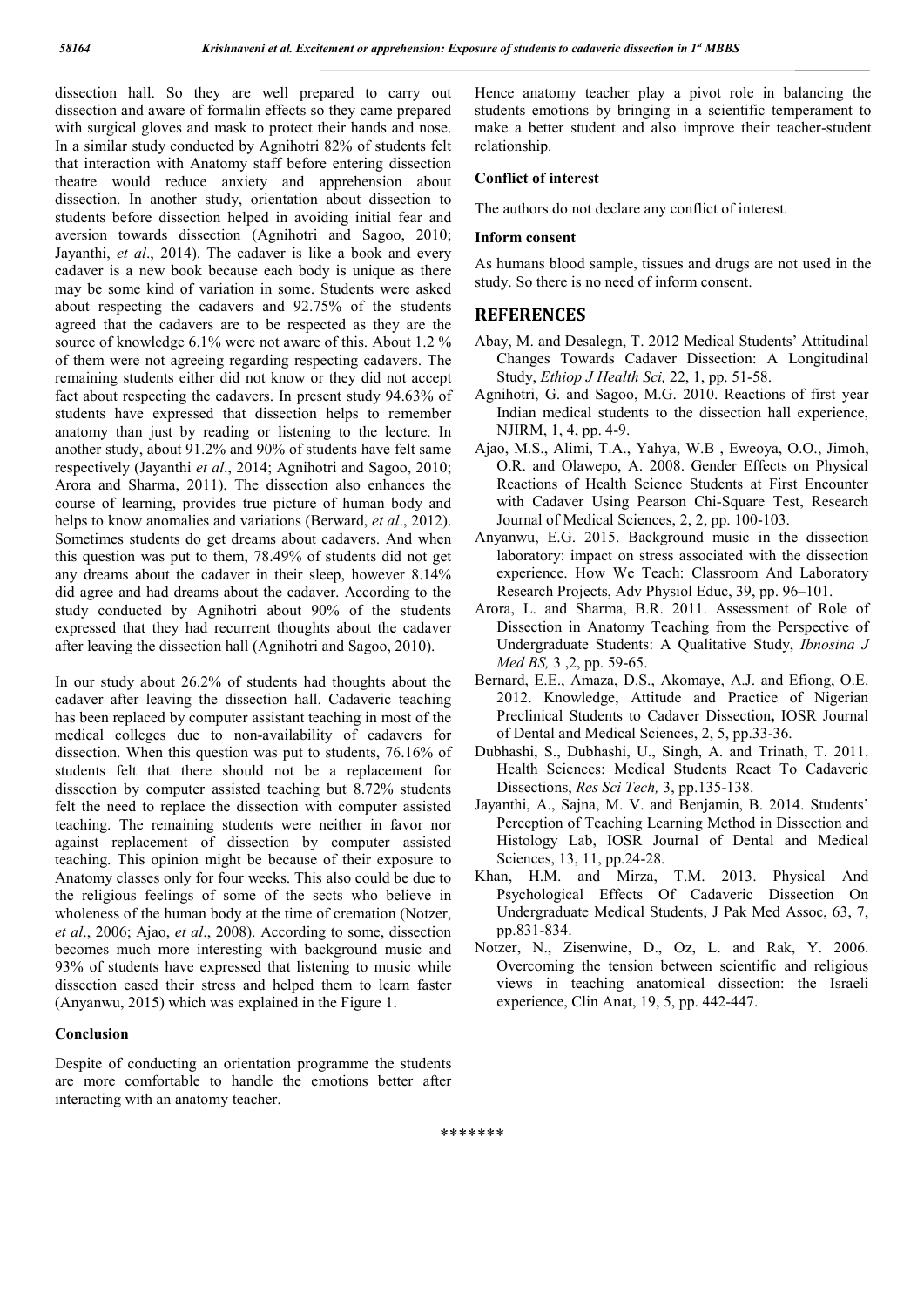dissection hall. So they are well prepared to carry out dissection and aware of formalin effects so they came prepared with surgical gloves and mask to protect their hands and nose. In a similar study conducted by Agnihotri 82% of students felt that interaction with Anatomy staff before entering dissection theatre would reduce anxiety and apprehension about dissection. In another study, orientation about dissection to students before dissection helped in avoiding initial fear and aversion towards dissection (Agnihotri and Sagoo, 2010; Jayanthi, *et al*., 2014). The cadaver is like a book and every cadaver is a new book because each body is unique as there may be some kind of variation in some. Students were asked about respecting the cadavers and 92.75% of the students agreed that the cadavers are to be respected as they are the source of knowledge 6.1% were not aware of this. About 1.2 % of them were not agreeing regarding respecting cadavers. The remaining students either did not know or they did not accept fact about respecting the cadavers. In present study 94.63% of students have expressed that dissection helps to remember anatomy than just by reading or listening to the lecture. In another study, about 91.2% and 90% of students have felt same respectively (Jayanthi *et al*., 2014; Agnihotri and Sagoo, 2010; Arora and Sharma, 2011). The dissection also enhances the course of learning, provides true picture of human body and helps to know anomalies and variations (Berward, *et al*., 2012). Sometimes students do get dreams about cadavers. And when this question was put to them, 78.49% of students did not get any dreams about the cadaver in their sleep, however 8.14% did agree and had dreams about the cadaver. According to the study conducted by Agnihotri about 90% of the students expressed that they had recurrent thoughts about the cadaver after leaving the dissection hall (Agnihotri and Sagoo, 2010).

In our study about 26.2% of students had thoughts about the cadaver after leaving the dissection hall. Cadaveric teaching has been replaced by computer assistant teaching in most of the medical colleges due to non-availability of cadavers for dissection. When this question was put to students, 76.16% of students felt that there should not be a replacement for dissection by computer assisted teaching but 8.72% students felt the need to replace the dissection with computer assisted teaching. The remaining students were neither in favor nor against replacement of dissection by computer assisted teaching. This opinion might be because of their exposure to Anatomy classes only for four weeks. This also could be due to the religious feelings of some of the sects who believe in wholeness of the human body at the time of cremation (Notzer, *et al*., 2006; Ajao, *et al*., 2008). According to some, dissection becomes much more interesting with background music and 93% of students have expressed that listening to music while dissection eased their stress and helped them to learn faster (Anyanwu, 2015) which was explained in the Figure 1.

### Conclusion

Despite of conducting an orientation programme the students are more comfortable to handle the emotions better after interacting with an anatomy teacher. Hence anatomy teacher play a pivot role in balancing the students emotions by bringing in a scientific temperament to make a better student and also improve their teacher-student relationship.

### Conflict of interest

The authors do not declare any conflict of interest.

### Inform consent

As humans blood sample, tissues and drugs are not used in the study. So there is no need of inform consent.

## REFERENCES

- Abay, M. and Desalegn, T. 2012 Medical Students' Attitudinal Changes Towards Cadaver Dissection: A Longitudinal Study, *Ethiop J Health Sci,* 22, 1, pp. 51-58.
- Agnihotri, G. and Sagoo, M.G. 2010. Reactions of first year Indian medical students to the dissection hall experience, NJIRM, 1, 4, pp. 4-9.
- Ajao, M.S., Alimi, T.A., Yahya, W.B , Eweoya, O.O., Jimoh, O.R. and Olawepo, A. 2008. Gender Effects on Physical Reactions of Health Science Students at First Encounter with Cadaver Using Pearson Chi-Square Test, Research Journal of Medical Sciences, 2, 2, pp. 100-103.
- Anyanwu, E.G. 2015. Background music in the dissection laboratory: impact on stress associated with the dissection experience. How We Teach: Classroom And Laboratory Research Projects, Adv Physiol Educ, 39, pp. 96–101.
- Arora, L. and Sharma, B.R. 2011. Assessment of Role of Dissection in Anatomy Teaching from the Perspective of Undergraduate Students: A Qualitative Study, *Ibnosina J Med BS,* 3 ,2, pp. 59-65.
- Bernard, E.E., Amaza, D.S., Akomaye, A.J. and Efiong, O.E. 2012. Knowledge, Attitude and Practice of Nigerian Preclinical Students to Cadaver Dissection**,** IOSR Journal of Dental and Medical Sciences, 2, 5, pp.33-36.
- Dubhashi, S., Dubhashi, U., Singh, A. and Trinath, T. 2011. Health Sciences: Medical Students React To Cadaveric Dissections, *Res Sci Tech,* 3, pp.135-138.
- Jayanthi, A., Sajna, M. V. and Benjamin, B. 2014. Students' Perception of Teaching Learning Method in Dissection and Histology Lab, IOSR Journal of Dental and Medical Sciences, 13, 11, pp.24-28.
- Khan, H.M. and Mirza, T.M. 2013. Physical And Psychological Effects Of Cadaveric Dissection On Undergraduate Medical Students, J Pak Med Assoc, 63, 7, pp.831-834.
- Notzer, N., Zisenwine, D., Oz, L. and Rak, Y. 2006. Overcoming the tension between scientific and religious views in teaching anatomical dissection: the Israeli experience, Clin Anat, 19, 5, pp. 442-447.

*******